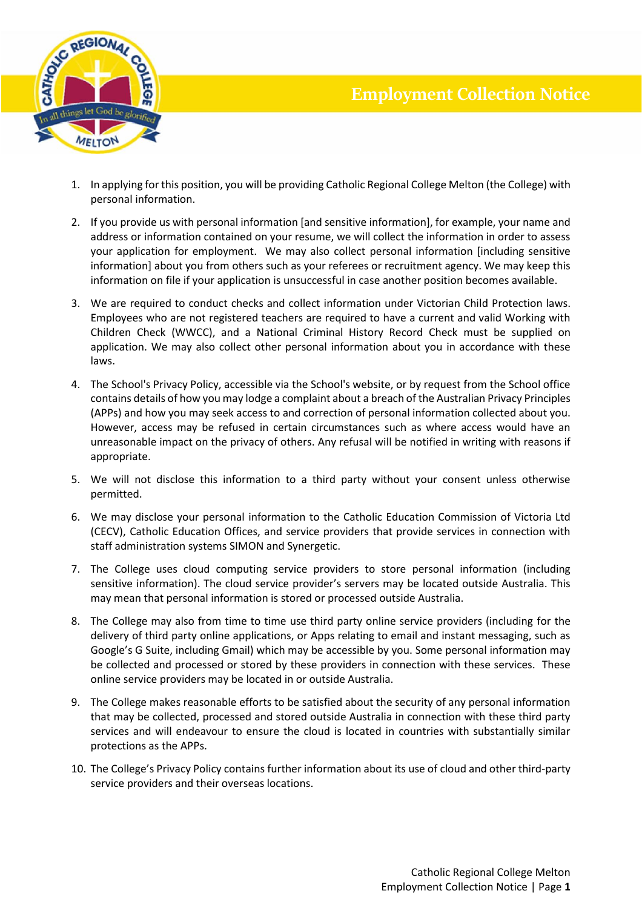# Employment Collection Notice

1. In applying for this position, you will be providing Catholic Regional College Melton (the College) with personal information.
2. If you provide us with personal information [and sensitive information], for example, your name and address or information contained on your resume, we will collect the information in order to assess your application for employment. We may also collect personal information [including sensitive information] about you from others such as your referees or recruitment agency. We may keep this information on file if your application is unsuccessful in case another position becomes available.
3. We are required to conduct checks and collect information under Victorian Child Protection laws. Employees who are not registered teachers are required to have a current and valid Working with Children Check (WWCC), and a National Criminal History Record Check must be supplied on application. We may also collect other personal information about you in accordance with these laws.
4. The School's Privacy Policy, accessible via the School's website, or by request from the School office contains details of how you may lodge a complaint about a breach of the Australian Privacy Principles (APPs) and how you may seek access to and correction of personal information collected about you. However, access may be refused in certain circumstances such as where access would have an unreasonable impact on the privacy of others. Any refusal will be notified in writing with reasons if appropriate.
5. We will not disclose this information to a third party without your consent unless otherwise permitted.
6. We may disclose your personal information to the Catholic Education Commission of Victoria Ltd (CECV), Catholic Education Offices, and service providers that provide services in connection with staff administration systems SIMON and Synergetic.
7. The College uses cloud computing service providers to store personal information (including sensitive information). The cloud service provider's servers may be located outside Australia. This may mean that personal information is stored or processed outside Australia.
8. The College may also from time to time use third party online service providers (including for the delivery of third party online applications, or Apps relating to email and instant messaging, such as Google's G Suite, including Gmail) which may be accessible by you. Some personal information may be collected and processed or stored by these providers in connection with these services. These online service providers may be located in or outside Australia.
9. The College makes reasonable efforts to be satisfied about the security of any personal information that may be collected, processed and stored outside Australia in connection with these third party services and will endeavour to ensure the cloud is located in countries with substantially similar protections as the APPs.
10. The College's Privacy Policy contains further information about its use of cloud and other third-party service providers and their overseas locations.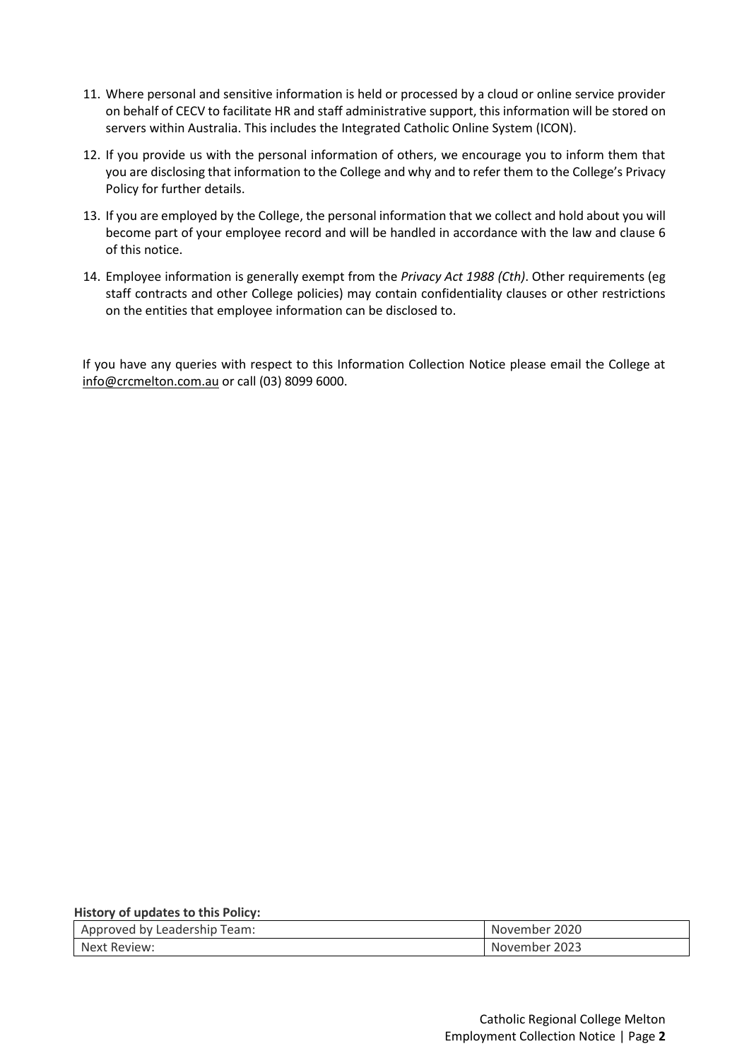11. Where personal and sensitive information is held or processed by a cloud or online service provider on behalf of CECV to facilitate HR and staff administrative support, this information will be stored on servers within Australia. This includes the Integrated Catholic Online System (ICON).
12. If you provide us with the personal information of others, we encourage you to inform them that you are disclosing that information to the College and why and to refer them to the College's Privacy Policy for further details.
13. If you are employed by the College, the personal information that we collect and hold about you will become part of your employee record and will be handled in accordance with the law and clause 6 of this notice.
14. Employee information is generally exempt from the *Privacy Act 1988 (Cth)*. Other requirements (eg staff contracts and other College policies) may contain confidentiality clauses or other restrictions on the entities that employee information can be disclosed to.

If you have any queries with respect to this Information Collection Notice please email the College at info@crcmelton.com.au or call (03) 8099 6000.

**History of updates to this Policy:**

| | |
|---|---|
| Approved by Leadership Team: | November 2020 |
| Next Review: | November 2023 |